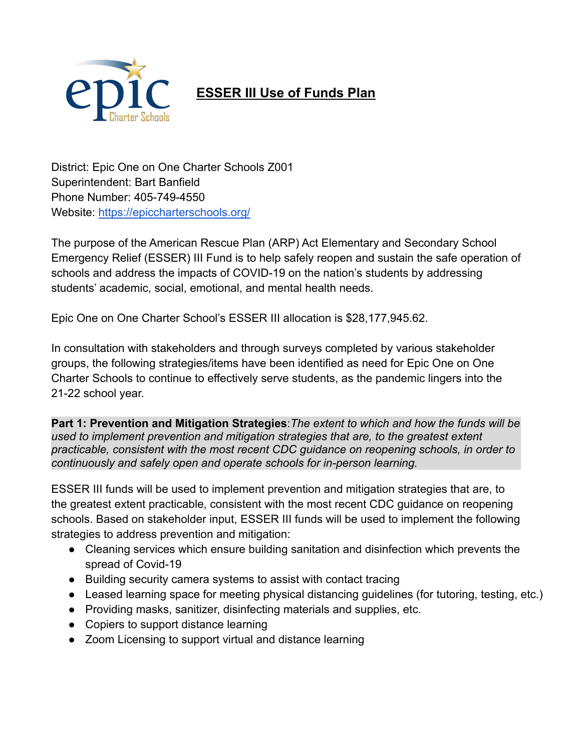# ESSER III Use of Funds Plan

District: Epic One on One Charter Schools Z001
Superintendent: Bart Banfield
Phone Number: 405-749-4550
Website: https://epiccharterschools.org/

The purpose of the American Rescue Plan (ARP) Act Elementary and Secondary School Emergency Relief (ESSER) III Fund is to help safely reopen and sustain the safe operation of schools and address the impacts of COVID-19 on the nation's students by addressing students' academic, social, emotional, and mental health needs.

Epic One on One Charter School's ESSER III allocation is $28,177,945.62.

In consultation with stakeholders and through surveys completed by various stakeholder groups, the following strategies/items have been identified as need for Epic One on One Charter Schools to continue to effectively serve students, as the pandemic lingers into the 21-22 school year.

**Part 1: Prevention and Mitigation Strategies**:*The extent to which and how the funds will be used to implement prevention and mitigation strategies that are, to the greatest extent practicable, consistent with the most recent CDC guidance on reopening schools, in order to continuously and safely open and operate schools for in-person learning.*

ESSER III funds will be used to implement prevention and mitigation strategies that are, to the greatest extent practicable, consistent with the most recent CDC guidance on reopening schools. Based on stakeholder input, ESSER III funds will be used to implement the following strategies to address prevention and mitigation:

- Cleaning services which ensure building sanitation and disinfection which prevents the spread of Covid-19
- Building security camera systems to assist with contact tracing
- Leased learning space for meeting physical distancing guidelines (for tutoring, testing, etc.)
- Providing masks, sanitizer, disinfecting materials and supplies, etc.
- Copiers to support distance learning
- Zoom Licensing to support virtual and distance learning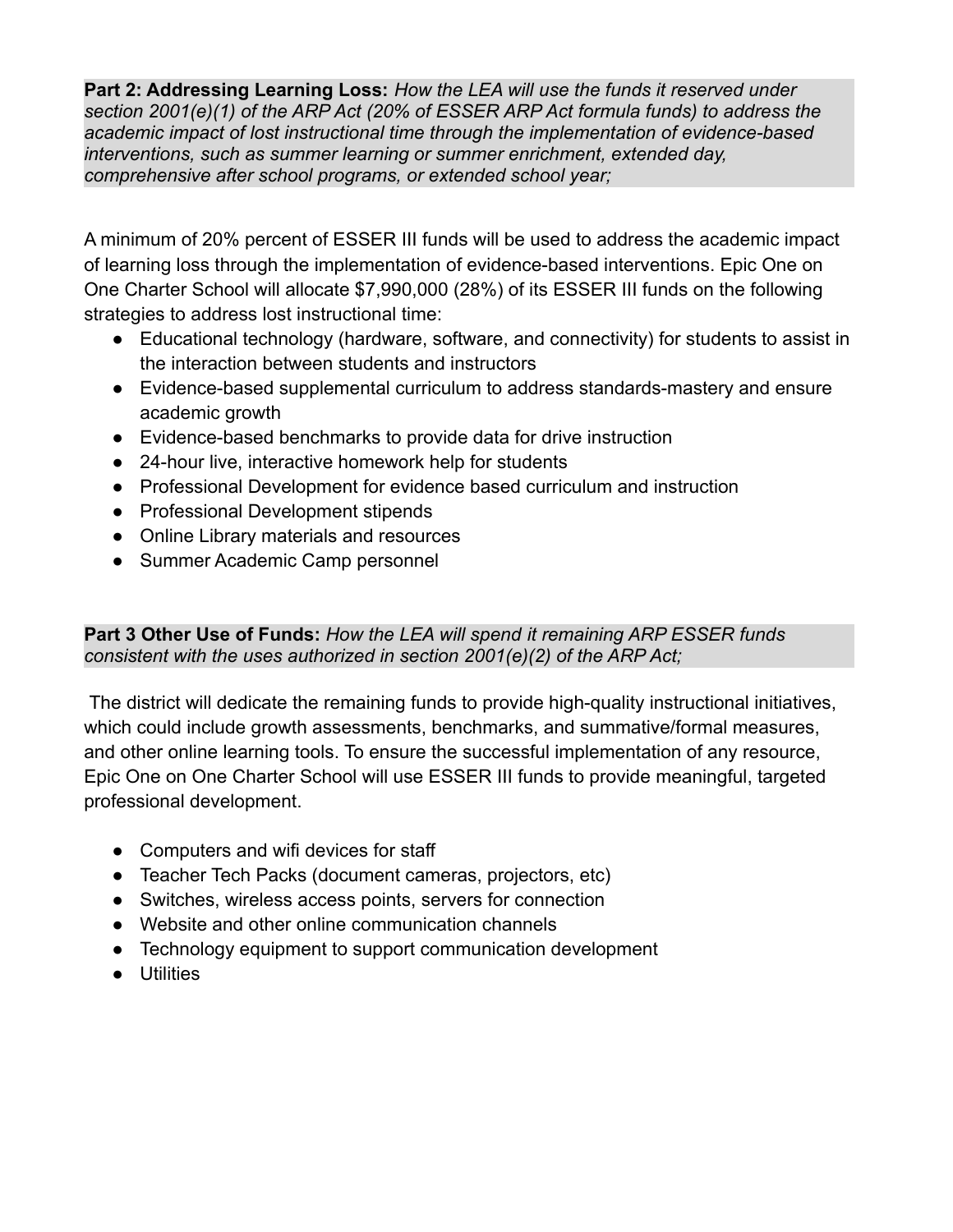**Part 2: Addressing Learning Loss:** *How the LEA will use the funds it reserved under section 2001(e)(1) of the ARP Act (20% of ESSER ARP Act formula funds) to address the academic impact of lost instructional time through the implementation of evidence-based interventions, such as summer learning or summer enrichment, extended day, comprehensive after school programs, or extended school year;*

A minimum of 20% percent of ESSER III funds will be used to address the academic impact of learning loss through the implementation of evidence-based interventions. Epic One on One Charter School will allocate $7,990,000 (28%) of its ESSER III funds on the following strategies to address lost instructional time:

- Educational technology (hardware, software, and connectivity) for students to assist in the interaction between students and instructors
- Evidence-based supplemental curriculum to address standards-mastery and ensure academic growth
- Evidence-based benchmarks to provide data for drive instruction
- 24-hour live, interactive homework help for students
- Professional Development for evidence based curriculum and instruction
- Professional Development stipends
- Online Library materials and resources
- Summer Academic Camp personnel

**Part 3 Other Use of Funds:** *How the LEA will spend it remaining ARP ESSER funds consistent with the uses authorized in section 2001(e)(2) of the ARP Act;*

The district will dedicate the remaining funds to provide high-quality instructional initiatives, which could include growth assessments, benchmarks, and summative/formal measures, and other online learning tools. To ensure the successful implementation of any resource, Epic One on One Charter School will use ESSER III funds to provide meaningful, targeted professional development.

- Computers and wifi devices for staff
- Teacher Tech Packs (document cameras, projectors, etc)
- Switches, wireless access points, servers for connection
- Website and other online communication channels
- Technology equipment to support communication development
- Utilities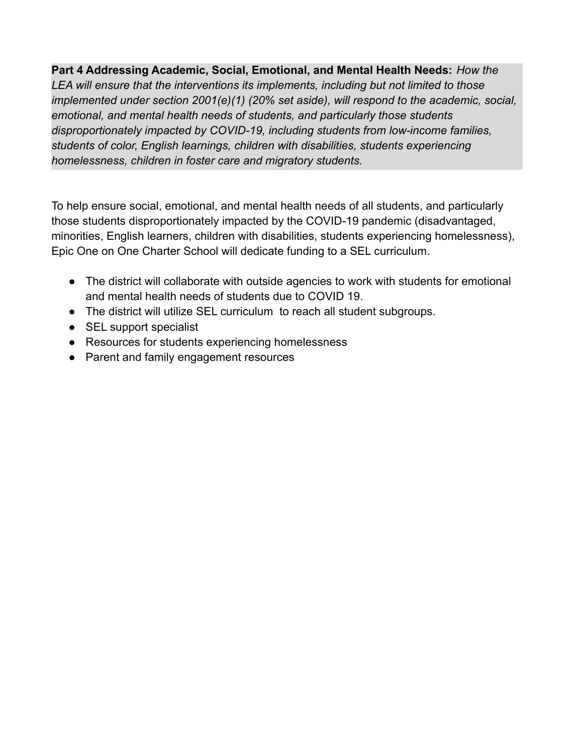**Part 4 Addressing Academic, Social, Emotional, and Mental Health Needs:** *How the LEA will ensure that the interventions its implements, including but not limited to those implemented under section 2001(e)(1) (20% set aside), will respond to the academic, social, emotional, and mental health needs of students, and particularly those students disproportionately impacted by COVID-19, including students from low-income families, students of color, English learnings, children with disabilities, students experiencing homelessness, children in foster care and migratory students.*

To help ensure social, emotional, and mental health needs of all students, and particularly those students disproportionately impacted by the COVID-19 pandemic (disadvantaged, minorities, English learners, children with disabilities, students experiencing homelessness), Epic One on One Charter School will dedicate funding to a SEL curriculum.

- The district will collaborate with outside agencies to work with students for emotional and mental health needs of students due to COVID 19.
- The district will utilize SEL curriculum to reach all student subgroups.
- SEL support specialist
- Resources for students experiencing homelessness
- Parent and family engagement resources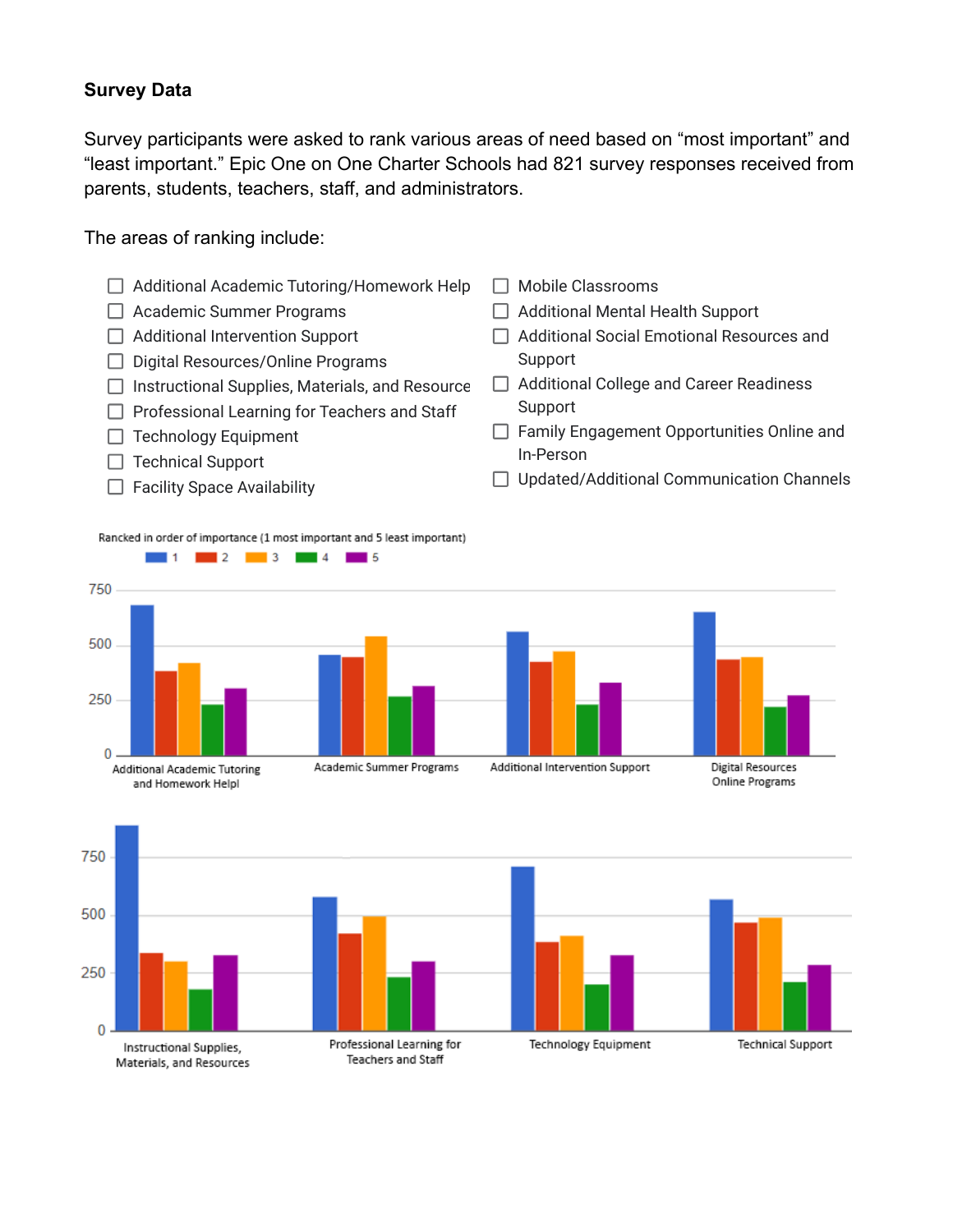**Survey Data**

Survey participants were asked to rank various areas of need based on "most important" and "least important." Epic One on One Charter Schools had 821 survey responses received from parents, students, teachers, staff, and administrators.

The areas of ranking include:

- ☐ Additional Academic Tutoring/Homework Help
- ☐ Academic Summer Programs
- ☐ Additional Intervention Support
- ☐ Digital Resources/Online Programs
- ☐ Instructional Supplies, Materials, and Resource
- ☐ Professional Learning for Teachers and Staff
- ☐ Technology Equipment
- ☐ Technical Support
- ☐ Facility Space Availability
- ☐ Mobile Classrooms
- ☐ Additional Mental Health Support
- ☐ Additional Social Emotional Resources and Support
- ☐ Additional College and Career Readiness Support
- ☐ Family Engagement Opportunities Online and In-Person
- ☐ Updated/Additional Communication Channels

Rancked in order of importance (1 most important and 5 least important)

Legend: 1, 2, 3, 4, 5

Categories: Additional Academic Tutoring and Homework Helpl; Academic Summer Programs; Additional Intervention Support; Digital Resources Online Programs

Categories: Instructional Supplies, Materials, and Resources; Professional Learning for Teachers and Staff; Technology Equipment; Technical Support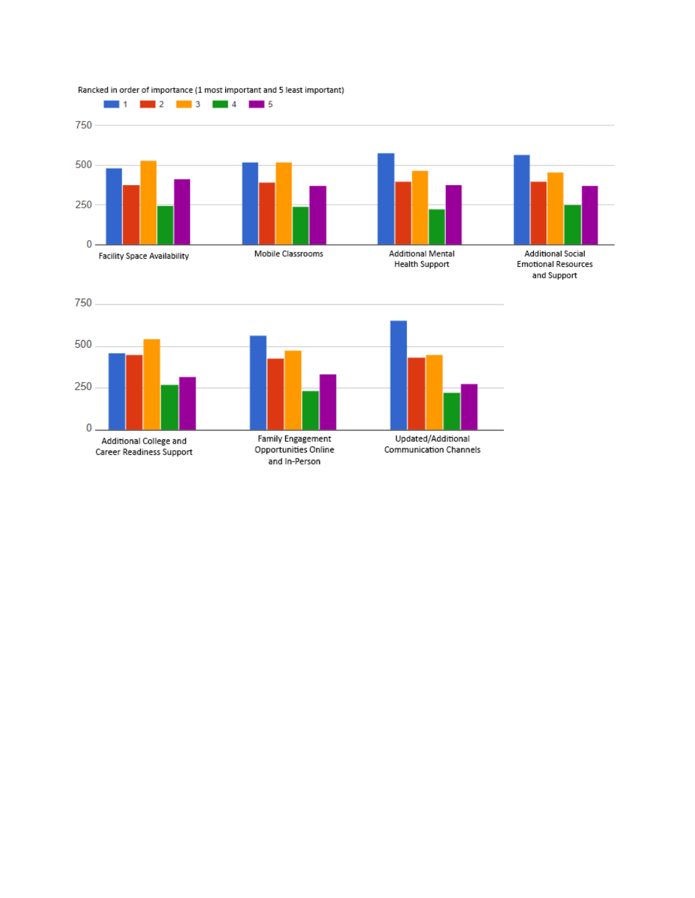Rancked in order of importance (1 most important and 5 least important)

1 2 3 4 5

750

500

250

0

Facility Space Availability

Mobile Classrooms

Additional Mental Health Support

Additional Social Emotional Resources and Support

750

500

250

0

Additional College and Career Readiness Support

Family Engagement Opportunities Online and In-Person

Updated/Additional Communication Channels